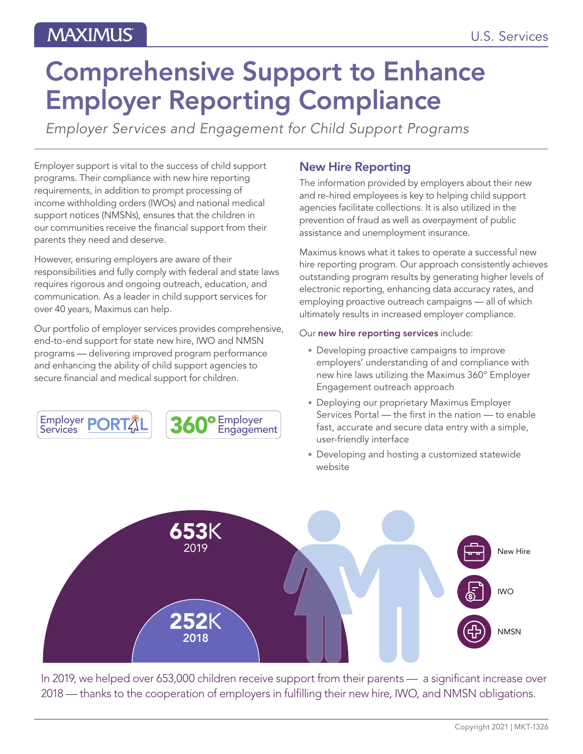# Comprehensive Support to Enhance Employer Reporting Compliance

*Employer Services and Engagement for Child Support Programs*

Employer support is vital to the success of child support programs. Their compliance with new hire reporting requirements, in addition to prompt processing of income withholding orders (IWOs) and national medical support notices (NMSNs), ensures that the children in our communities receive the financial support from their parents they need and deserve.

However, ensuring employers are aware of their responsibilities and fully comply with federal and state laws requires rigorous and ongoing outreach, education, and communication. As a leader in child support services for over 40 years, Maximus can help.

Our portfolio of employer services provides comprehensive, end-to-end support for state new hire, IWO and NMSN programs — delivering improved program performance and enhancing the ability of child support agencies to secure financial and medical support for children.

Employer Services PORTAL

360° Employer Engagement

## New Hire Reporting

The information provided by employers about their new and re-hired employees is key to helping child support agencies facilitate collections. It is also utilized in the prevention of fraud as well as overpayment of public assistance and unemployment insurance.

Maximus knows what it takes to operate a successful new hire reporting program. Our approach consistently achieves outstanding program results by generating higher levels of electronic reporting, enhancing data accuracy rates, and employing proactive outreach campaigns — all of which ultimately results in increased employer compliance.

Our **new hire reporting services** include:

- Developing proactive campaigns to improve employers' understanding of and compliance with new hire laws utilizing the Maximus 360° Employer Engagement outreach approach
- Deploying our proprietary Maximus Employer Services Portal — the first in the nation — to enable fast, accurate and secure data entry with a simple, user-friendly interface
- Developing and hosting a customized statewide website

**653K** 2019

**252K** 2018

New Hire

IWO

NMSN

In 2019, we helped over 653,000 children receive support from their parents — a significant increase over 2018 — thanks to the cooperation of employers in fulfilling their new hire, IWO, and NMSN obligations.

Copyright 2021 | MKT-1326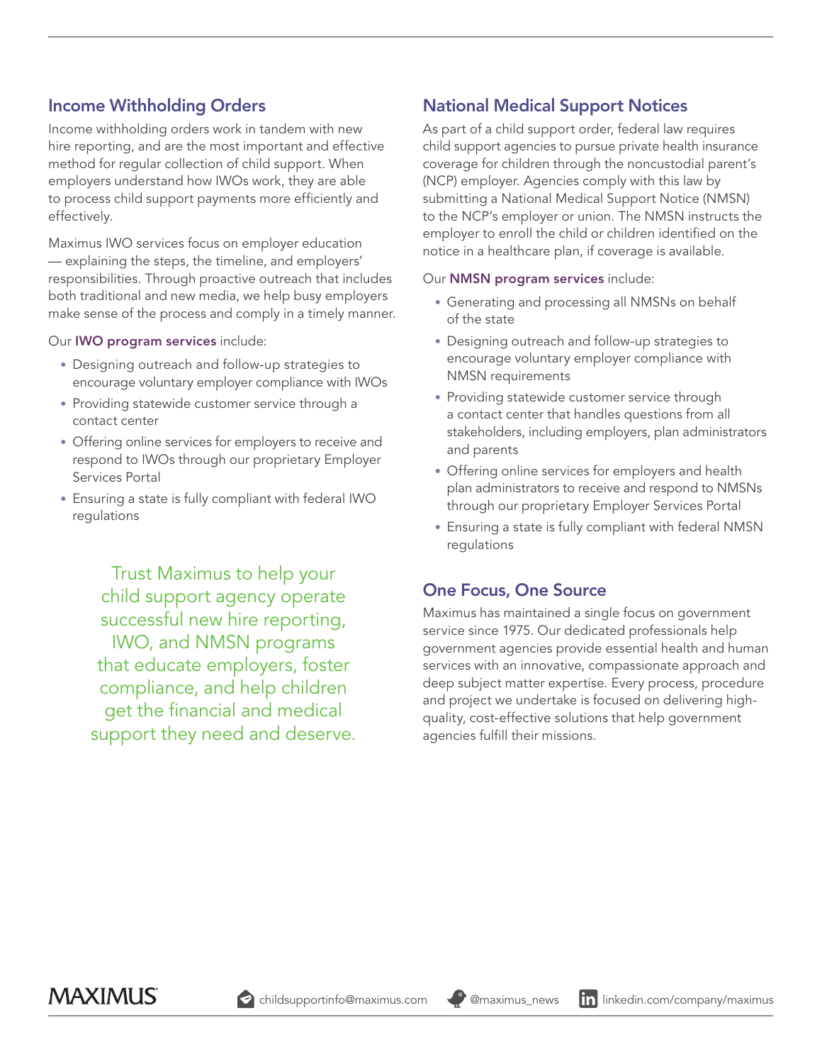## Income Withholding Orders

Income withholding orders work in tandem with new hire reporting, and are the most important and effective method for regular collection of child support. When employers understand how IWOs work, they are able to process child support payments more efficiently and effectively.

Maximus IWO services focus on employer education — explaining the steps, the timeline, and employers' responsibilities. Through proactive outreach that includes both traditional and new media, we help busy employers make sense of the process and comply in a timely manner.

Our **IWO program services** include:

- Designing outreach and follow-up strategies to encourage voluntary employer compliance with IWOs
- Providing statewide customer service through a contact center
- Offering online services for employers to receive and respond to IWOs through our proprietary Employer Services Portal
- Ensuring a state is fully compliant with federal IWO regulations

Trust Maximus to help your child support agency operate successful new hire reporting, IWO, and NMSN programs that educate employers, foster compliance, and help children get the financial and medical support they need and deserve.

## National Medical Support Notices

As part of a child support order, federal law requires child support agencies to pursue private health insurance coverage for children through the noncustodial parent's (NCP) employer. Agencies comply with this law by submitting a National Medical Support Notice (NMSN) to the NCP's employer or union. The NMSN instructs the employer to enroll the child or children identified on the notice in a healthcare plan, if coverage is available.

Our **NMSN program services** include:

- Generating and processing all NMSNs on behalf of the state
- Designing outreach and follow-up strategies to encourage voluntary employer compliance with NMSN requirements
- Providing statewide customer service through a contact center that handles questions from all stakeholders, including employers, plan administrators and parents
- Offering online services for employers and health plan administrators to receive and respond to NMSNs through our proprietary Employer Services Portal
- Ensuring a state is fully compliant with federal NMSN regulations

## One Focus, One Source

Maximus has maintained a single focus on government service since 1975. Our dedicated professionals help government agencies provide essential health and human services with an innovative, compassionate approach and deep subject matter expertise. Every process, procedure and project we undertake is focused on delivering high-quality, cost-effective solutions that help government agencies fulfill their missions.

MAXIMUS

childsupportinfo@maximus.com | @maximus_news | linkedin.com/company/maximus